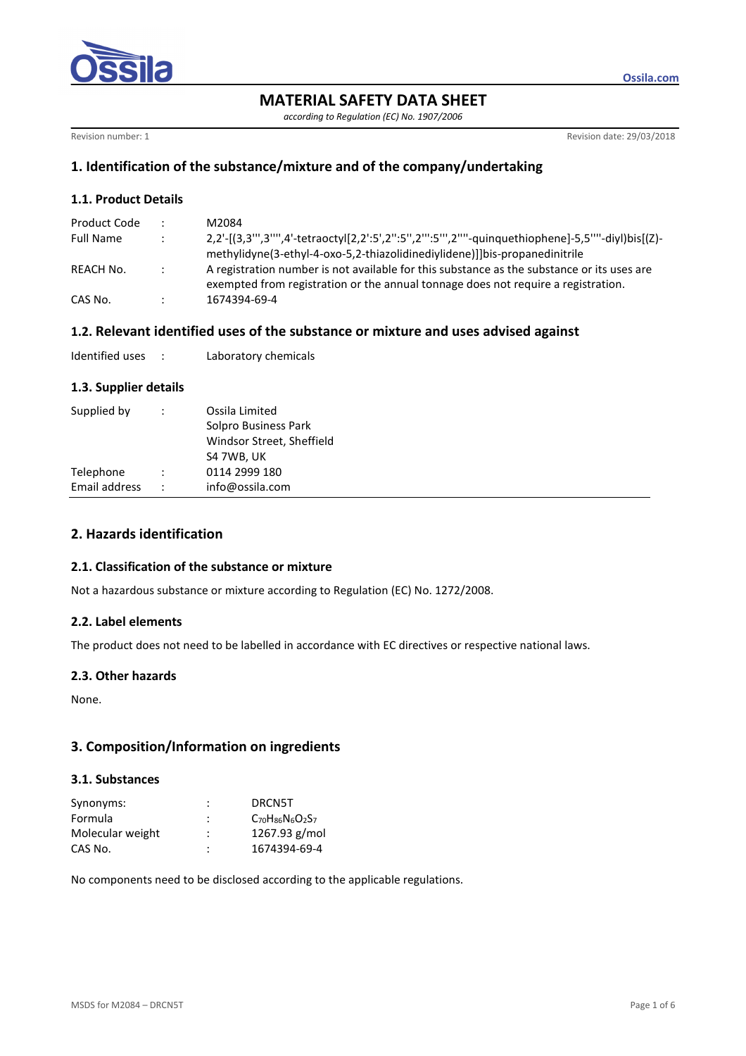# MATERIAL SAFETY DATA SHEET

*according to Regulation (EC) No. 1907/2006*

Revision number: 1 Revision date: 29/03/2018

## 1. Identification of the substance/mixture and of the company/undertaking

### 1.1. Product Details

| | | |
|---|---|---|
| Product Code | : | M2084 |
| Full Name | : | 2,2'-[(3,3''',3'''',4'-tetraoctyl[2,2':5',2'':5'',2''':5''',2''''-quinquethiophene]-5,5''''-diyl)bis[(Z)-methylidyne(3-ethyl-4-oxo-5,2-thiazolidinediylidene)]]bis-propanedinitrile |
| REACH No. | : | A registration number is not available for this substance as the substance or its uses are exempted from registration or the annual tonnage does not require a registration. |
| CAS No. | : | 1674394-69-4 |

### 1.2. Relevant identified uses of the substance or mixture and uses advised against

| | | |
|---|---|---|
| Identified uses | : | Laboratory chemicals |

### 1.3. Supplier details

| | | |
|---|---|---|
| Supplied by | : | Ossila Limited<br>Solpro Business Park<br>Windsor Street, Sheffield<br>S4 7WB, UK |
| Telephone | : | 0114 2999 180 |
| Email address | : | info@ossila.com |

## 2. Hazards identification

### 2.1. Classification of the substance or mixture

Not a hazardous substance or mixture according to Regulation (EC) No. 1272/2008.

### 2.2. Label elements

The product does not need to be labelled in accordance with EC directives or respective national laws.

### 2.3. Other hazards

None.

## 3. Composition/Information on ingredients

### 3.1. Substances

| | | |
|---|---|---|
| Synonyms: | : | DRCN5T |
| Formula | : | $C_{70}H_{86}N_6O_2S_7$ |
| Molecular weight | : | 1267.93 g/mol |
| CAS No. | : | 1674394-69-4 |

No components need to be disclosed according to the applicable regulations.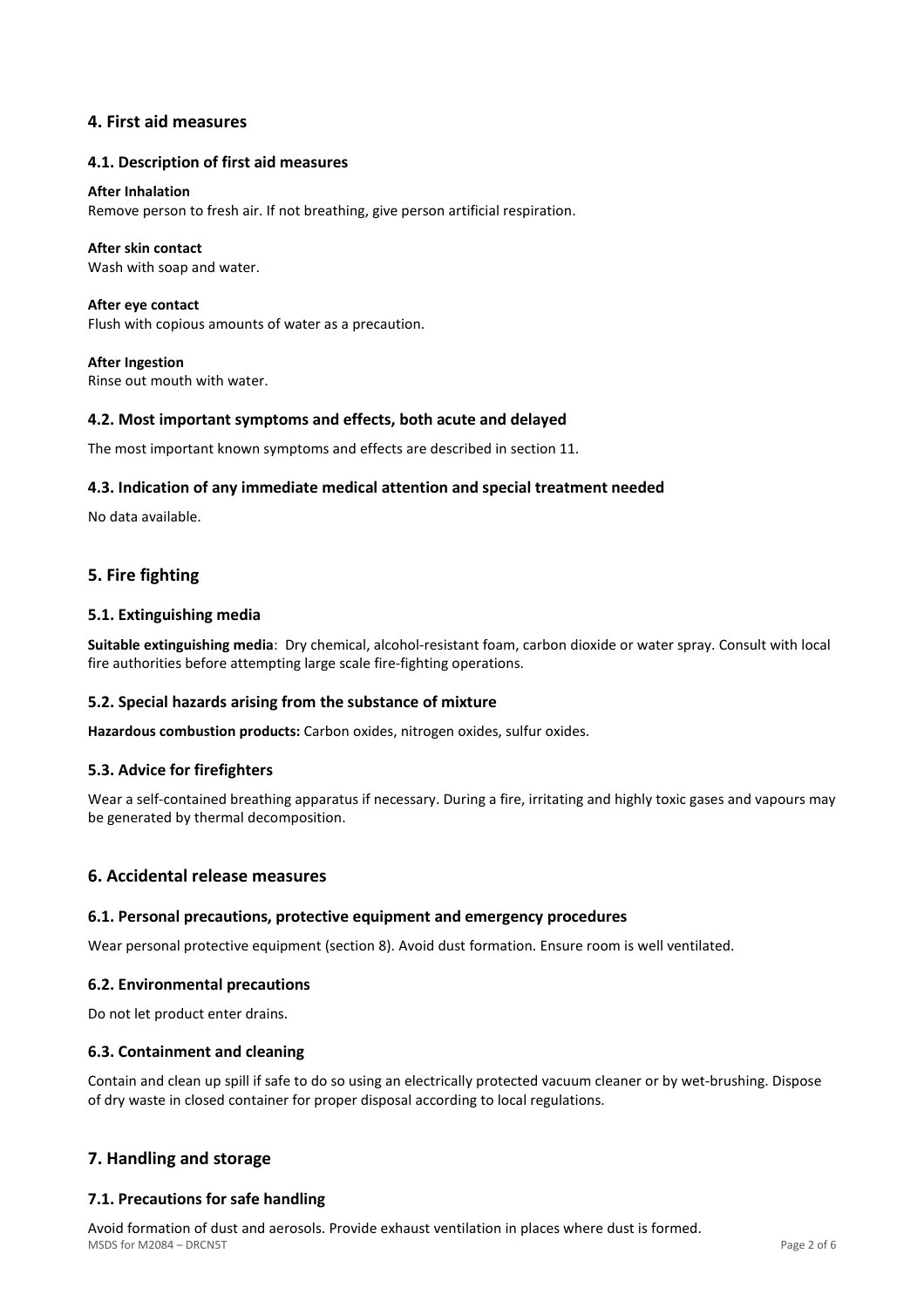## 4. First aid measures

### 4.1. Description of first aid measures

**After Inhalation**
Remove person to fresh air. If not breathing, give person artificial respiration.

**After skin contact**
Wash with soap and water.

**After eye contact**
Flush with copious amounts of water as a precaution.

**After Ingestion**
Rinse out mouth with water.

### 4.2. Most important symptoms and effects, both acute and delayed

The most important known symptoms and effects are described in section 11.

### 4.3. Indication of any immediate medical attention and special treatment needed

No data available.

## 5. Fire fighting

### 5.1. Extinguishing media

**Suitable extinguishing media**: Dry chemical, alcohol-resistant foam, carbon dioxide or water spray. Consult with local fire authorities before attempting large scale fire-fighting operations.

### 5.2. Special hazards arising from the substance of mixture

**Hazardous combustion products:** Carbon oxides, nitrogen oxides, sulfur oxides.

### 5.3. Advice for firefighters

Wear a self-contained breathing apparatus if necessary. During a fire, irritating and highly toxic gases and vapours may be generated by thermal decomposition.

## 6. Accidental release measures

### 6.1. Personal precautions, protective equipment and emergency procedures

Wear personal protective equipment (section 8). Avoid dust formation. Ensure room is well ventilated.

### 6.2. Environmental precautions

Do not let product enter drains.

### 6.3. Containment and cleaning

Contain and clean up spill if safe to do so using an electrically protected vacuum cleaner or by wet-brushing. Dispose of dry waste in closed container for proper disposal according to local regulations.

## 7. Handling and storage

### 7.1. Precautions for safe handling

Avoid formation of dust and aerosols. Provide exhaust ventilation in places where dust is formed.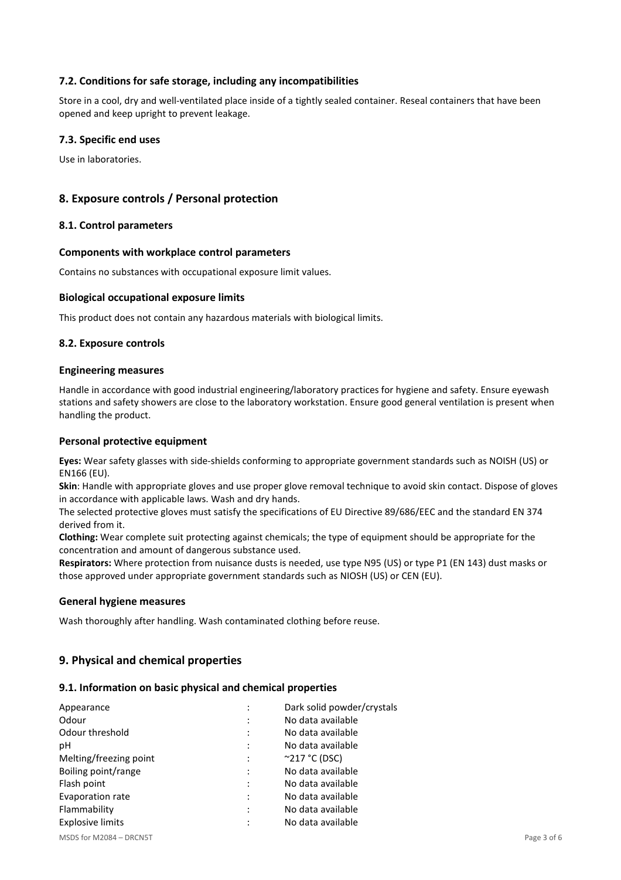### 7.2. Conditions for safe storage, including any incompatibilities

Store in a cool, dry and well-ventilated place inside of a tightly sealed container. Reseal containers that have been opened and keep upright to prevent leakage.

### 7.3. Specific end uses

Use in laboratories.

## 8. Exposure controls / Personal protection

### 8.1. Control parameters

#### Components with workplace control parameters

Contains no substances with occupational exposure limit values.

#### Biological occupational exposure limits

This product does not contain any hazardous materials with biological limits.

### 8.2. Exposure controls

#### Engineering measures

Handle in accordance with good industrial engineering/laboratory practices for hygiene and safety. Ensure eyewash stations and safety showers are close to the laboratory workstation. Ensure good general ventilation is present when handling the product.

#### Personal protective equipment

**Eyes:** Wear safety glasses with side-shields conforming to appropriate government standards such as NOISH (US) or EN166 (EU).

**Skin**: Handle with appropriate gloves and use proper glove removal technique to avoid skin contact. Dispose of gloves in accordance with applicable laws. Wash and dry hands.

The selected protective gloves must satisfy the specifications of EU Directive 89/686/EEC and the standard EN 374 derived from it.

**Clothing:** Wear complete suit protecting against chemicals; the type of equipment should be appropriate for the concentration and amount of dangerous substance used.

**Respirators:** Where protection from nuisance dusts is needed, use type N95 (US) or type P1 (EN 143) dust masks or those approved under appropriate government standards such as NIOSH (US) or CEN (EU).

#### General hygiene measures

Wash thoroughly after handling. Wash contaminated clothing before reuse.

## 9. Physical and chemical properties

### 9.1. Information on basic physical and chemical properties

| Property | | Value |
|---|---|---|
| Appearance | : | Dark solid powder/crystals |
| Odour | : | No data available |
| Odour threshold | : | No data available |
| pH | : | No data available |
| Melting/freezing point | : | ~217 °C (DSC) |
| Boiling point/range | : | No data available |
| Flash point | : | No data available |
| Evaporation rate | : | No data available |
| Flammability | : | No data available |
| Explosive limits | : | No data available |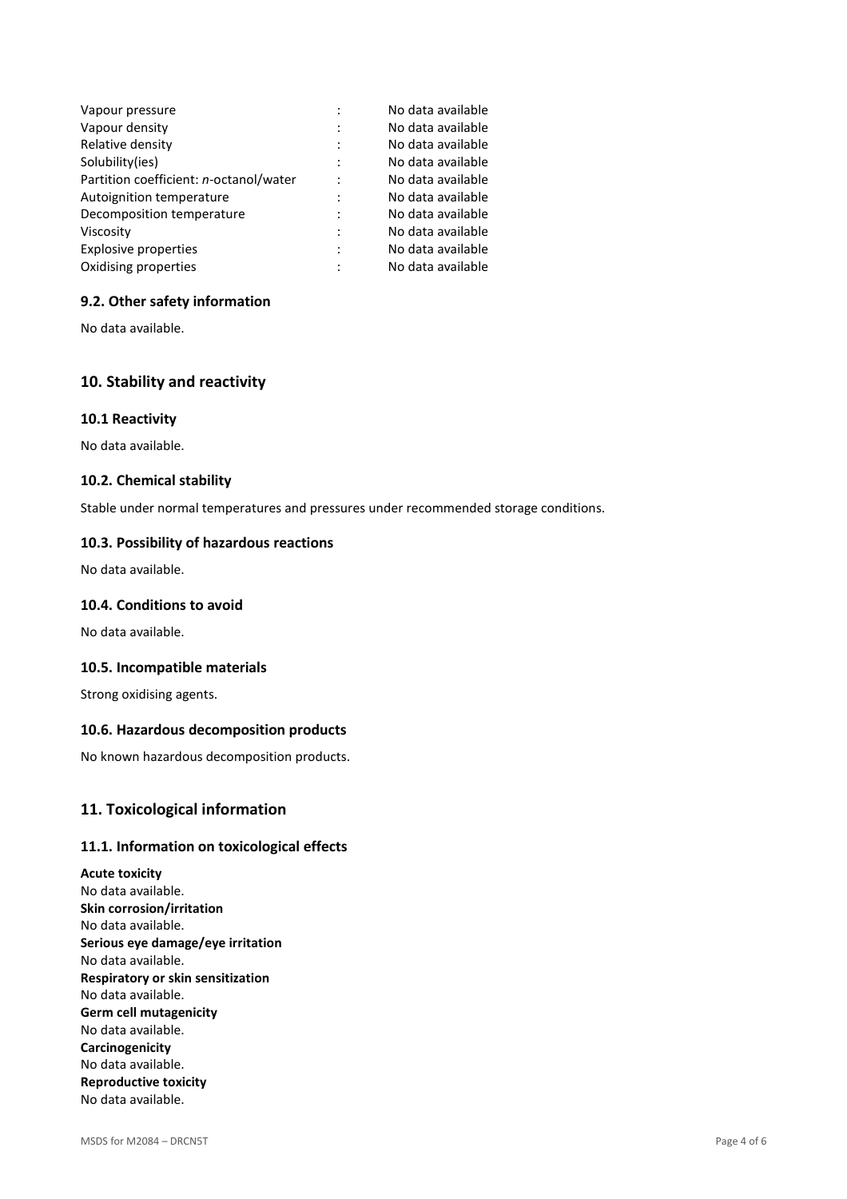| | | |
|---|---|---|
| Vapour pressure | : | No data available |
| Vapour density | : | No data available |
| Relative density | : | No data available |
| Solubility(ies) | : | No data available |
| Partition coefficient: *n*-octanol/water | : | No data available |
| Autoignition temperature | : | No data available |
| Decomposition temperature | : | No data available |
| Viscosity | : | No data available |
| Explosive properties | : | No data available |
| Oxidising properties | : | No data available |

### 9.2. Other safety information

No data available.

## 10. Stability and reactivity

### 10.1 Reactivity

No data available.

### 10.2. Chemical stability

Stable under normal temperatures and pressures under recommended storage conditions.

### 10.3. Possibility of hazardous reactions

No data available.

### 10.4. Conditions to avoid

No data available.

### 10.5. Incompatible materials

Strong oxidising agents.

### 10.6. Hazardous decomposition products

No known hazardous decomposition products.

## 11. Toxicological information

### 11.1. Information on toxicological effects

**Acute toxicity**
No data available.
**Skin corrosion/irritation**
No data available.
**Serious eye damage/eye irritation**
No data available.
**Respiratory or skin sensitization**
No data available.
**Germ cell mutagenicity**
No data available.
**Carcinogenicity**
No data available.
**Reproductive toxicity**
No data available.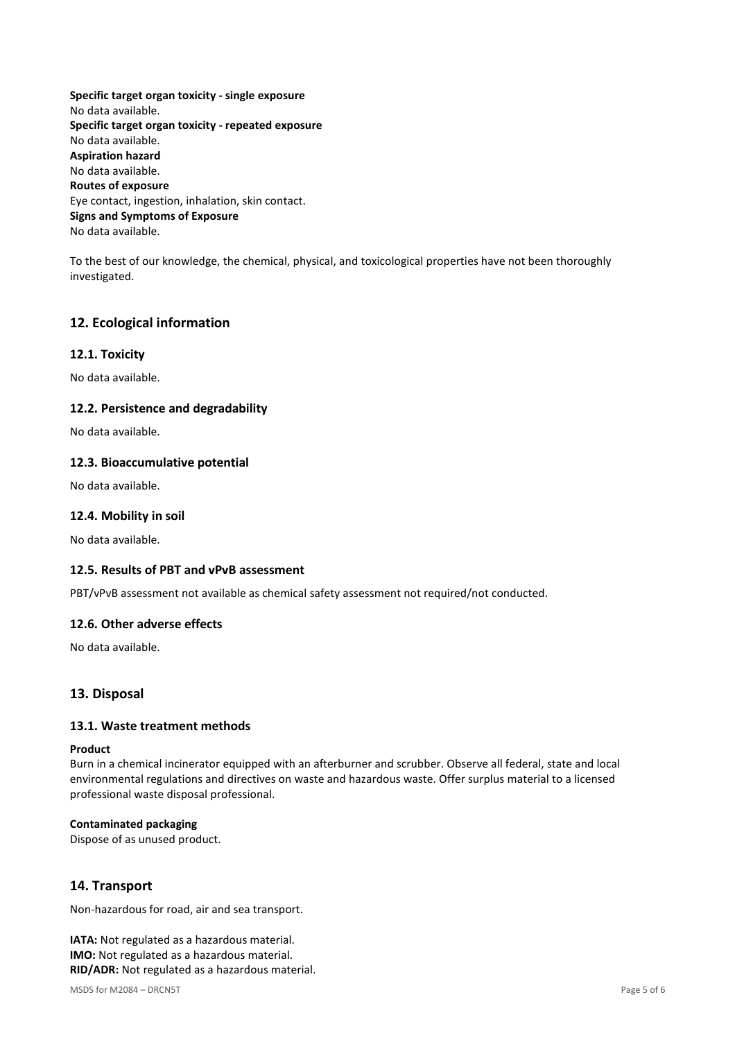**Specific target organ toxicity - single exposure**
No data available.
**Specific target organ toxicity - repeated exposure**
No data available.
**Aspiration hazard**
No data available.
**Routes of exposure**
Eye contact, ingestion, inhalation, skin contact.
**Signs and Symptoms of Exposure**
No data available.

To the best of our knowledge, the chemical, physical, and toxicological properties have not been thoroughly investigated.

## 12. Ecological information

### 12.1. Toxicity

No data available.

### 12.2. Persistence and degradability

No data available.

### 12.3. Bioaccumulative potential

No data available.

### 12.4. Mobility in soil

No data available.

### 12.5. Results of PBT and vPvB assessment

PBT/vPvB assessment not available as chemical safety assessment not required/not conducted.

### 12.6. Other adverse effects

No data available.

## 13. Disposal

### 13.1. Waste treatment methods

**Product**
Burn in a chemical incinerator equipped with an afterburner and scrubber. Observe all federal, state and local environmental regulations and directives on waste and hazardous waste. Offer surplus material to a licensed professional waste disposal professional.

**Contaminated packaging**
Dispose of as unused product.

## 14. Transport

Non-hazardous for road, air and sea transport.

**IATA:** Not regulated as a hazardous material.
**IMO:** Not regulated as a hazardous material.
**RID/ADR:** Not regulated as a hazardous material.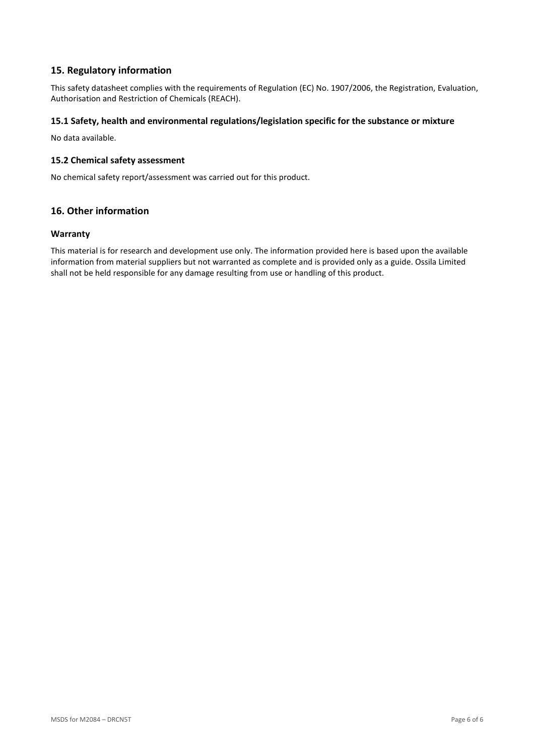## 15. Regulatory information

This safety datasheet complies with the requirements of Regulation (EC) No. 1907/2006, the Registration, Evaluation, Authorisation and Restriction of Chemicals (REACH).

### 15.1 Safety, health and environmental regulations/legislation specific for the substance or mixture

No data available.

### 15.2 Chemical safety assessment

No chemical safety report/assessment was carried out for this product.

## 16. Other information

### Warranty

This material is for research and development use only. The information provided here is based upon the available information from material suppliers but not warranted as complete and is provided only as a guide. Ossila Limited shall not be held responsible for any damage resulting from use or handling of this product.